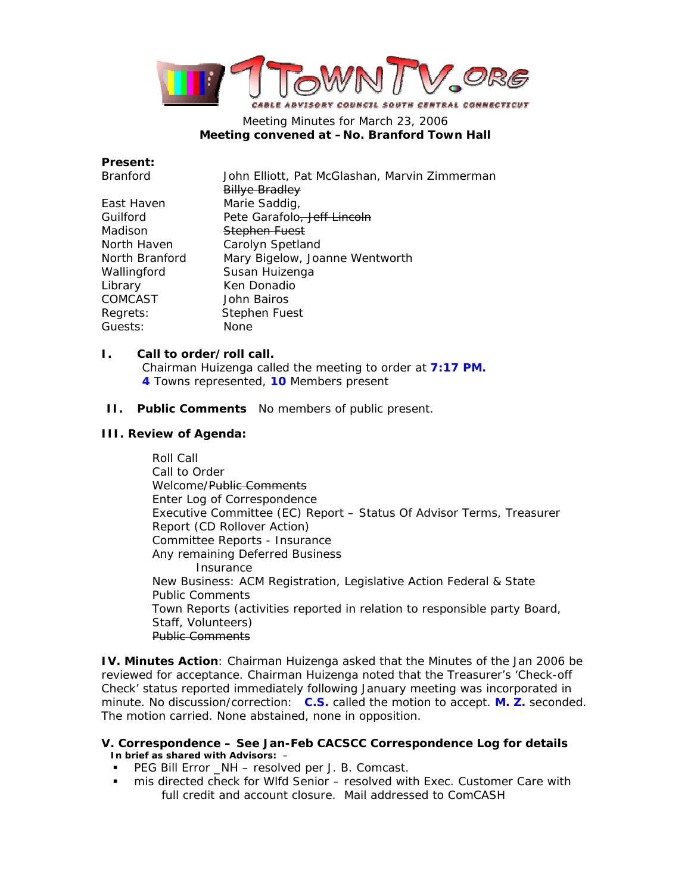1TOWNTV.ORG
CABLE ADVISORY COUNCIL SOUTH CENTRAL CONNECTICUT

Meeting Minutes for March 23, 2006
**Meeting convened at – No. Branford Town Hall**

**Present:**

| | |
|---|---|
| Branford | John Elliott, Pat McGlashan, Marvin Zimmerman ~~Billye Bradley~~ |
| East Haven | Marie Saddig, |
| Guilford | Pete Garafolo~~, Jeff Lincoln~~ |
| Madison | ~~Stephen Fuest~~ |
| North Haven | Carolyn Spetland |
| North Branford | Mary Bigelow, Joanne Wentworth |
| Wallingford | Susan Huizenga |
| Library | Ken Donadio |
| COMCAST | John Bairos |
| Regrets: | Stephen Fuest |
| Guests: | None |

**I. Call to order/roll call.**
Chairman Huizenga called the meeting to order at **7:17 PM.**
**4** Towns represented, **10** Members present

**II. Public Comments** No members of public present.

**III. Review of Agenda:**

Roll Call
Call to Order
Welcome/~~Public Comments~~
Enter Log of Correspondence
Executive Committee (EC) Report – Status Of Advisor Terms, Treasurer Report (CD Rollover Action)
Committee Reports - Insurance
Any remaining Deferred Business
  Insurance
New Business: ACM Registration, Legislative Action Federal & State
Public Comments
Town Reports (activities reported in relation to responsible party Board, Staff, Volunteers)
~~Public Comments~~

**IV. Minutes Action**: Chairman Huizenga asked that the Minutes of the Jan 2006 be reviewed for acceptance. Chairman Huizenga noted that the Treasurer's 'Check-off Check' status reported immediately following January meeting was incorporated in minute. No discussion/correction: **C.S.** called the motion to accept. **M. Z.** seconded. The motion carried. None abstained, none in opposition.

**V. Correspondence – See Jan-Feb CACSCC Correspondence Log for details**
**In brief as shared with Advisors:** –

- PEG Bill Error _NH – resolved per J. B. Comcast.
- mis directed check for Wlfd Senior – resolved with Exec. Customer Care with full credit and account closure. Mail addressed to ComCASH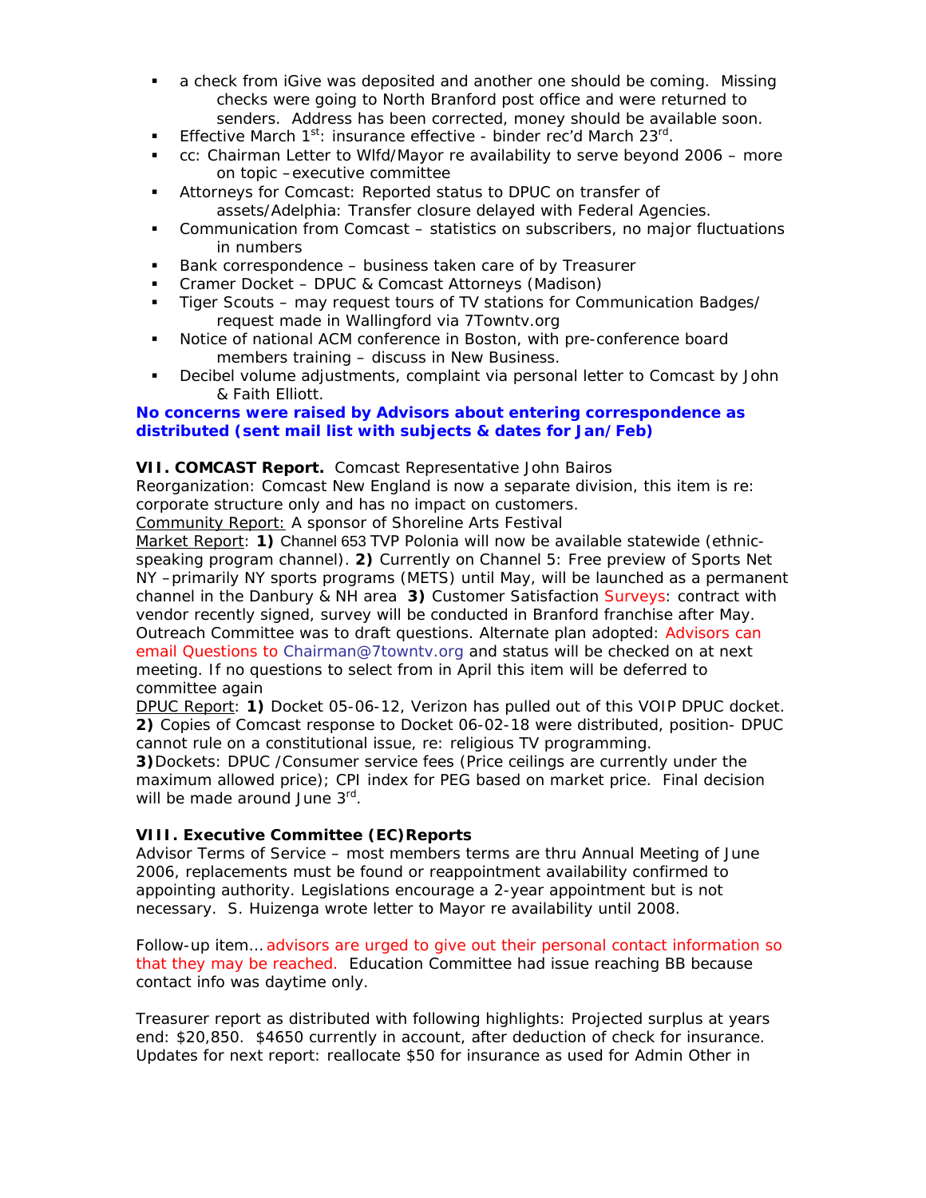- a check from iGive was deposited and another one should be coming. Missing checks were going to North Branford post office and were returned to senders. Address has been corrected, money should be available soon.
- Effective March 1st: insurance effective - binder rec'd March 23rd.
- cc: Chairman Letter to Wlfd/Mayor re availability to serve beyond 2006 – more on topic –executive committee
- Attorneys for Comcast: Reported status to DPUC on transfer of assets/Adelphia: Transfer closure delayed with Federal Agencies.
- Communication from Comcast – statistics on subscribers, no major fluctuations in numbers
- Bank correspondence – business taken care of by Treasurer
- Cramer Docket – DPUC & Comcast Attorneys (Madison)
- Tiger Scouts – may request tours of TV stations for Communication Badges/ request made in Wallingford via 7Towntv.org
- Notice of national ACM conference in Boston, with pre-conference board members training – discuss in New Business.
- Decibel volume adjustments, complaint via personal letter to Comcast by John & Faith Elliott.

**No concerns were raised by Advisors about entering correspondence as distributed (sent mail list with subjects & dates for Jan/Feb)**

**VII. COMCAST Report.** Comcast Representative John Bairos

Reorganization: Comcast New England is now a separate division, this item is re: corporate structure only and has no impact on customers.

Community Report: A sponsor of Shoreline Arts Festival

Market Report: **1)** Channel 653 TVP Polonia will now be available statewide (ethnic-speaking program channel). **2)** Currently on Channel 5: Free preview of Sports Net NY –primarily NY sports programs (METS) until May, will be launched as a permanent channel in the Danbury & NH area **3)** Customer Satisfaction Surveys: contract with vendor recently signed, survey will be conducted in Branford franchise after May. Outreach Committee was to draft questions. Alternate plan adopted: Advisors can email Questions to Chairman@7towntv.org and status will be checked on at next meeting. If no questions to select from in April this item will be deferred to committee again

DPUC Report: **1)** Docket 05-06-12, Verizon has pulled out of this VOIP DPUC docket. **2)** Copies of Comcast response to Docket 06-02-18 were distributed, position- DPUC cannot rule on a constitutional issue, re: religious TV programming.
**3)** Dockets: DPUC /Consumer service fees (Price ceilings are currently under the maximum allowed price); CPI index for PEG based on market price. Final decision will be made around June 3rd.

**VIII. Executive Committee (EC) Reports**

Advisor Terms of Service – most members terms are thru Annual Meeting of June 2006, replacements must be found or reappointment availability confirmed to appointing authority. Legislations encourage a 2-year appointment but is not necessary. S. Huizenga wrote letter to Mayor re availability until 2008.

Follow-up item… advisors are urged to give out their personal contact information so that they may be reached. Education Committee had issue reaching BB because contact info was daytime only.

Treasurer report as distributed with following highlights: Projected surplus at years end: $20,850. $4650 currently in account, after deduction of check for insurance. Updates for next report: reallocate $50 for insurance as used for Admin Other in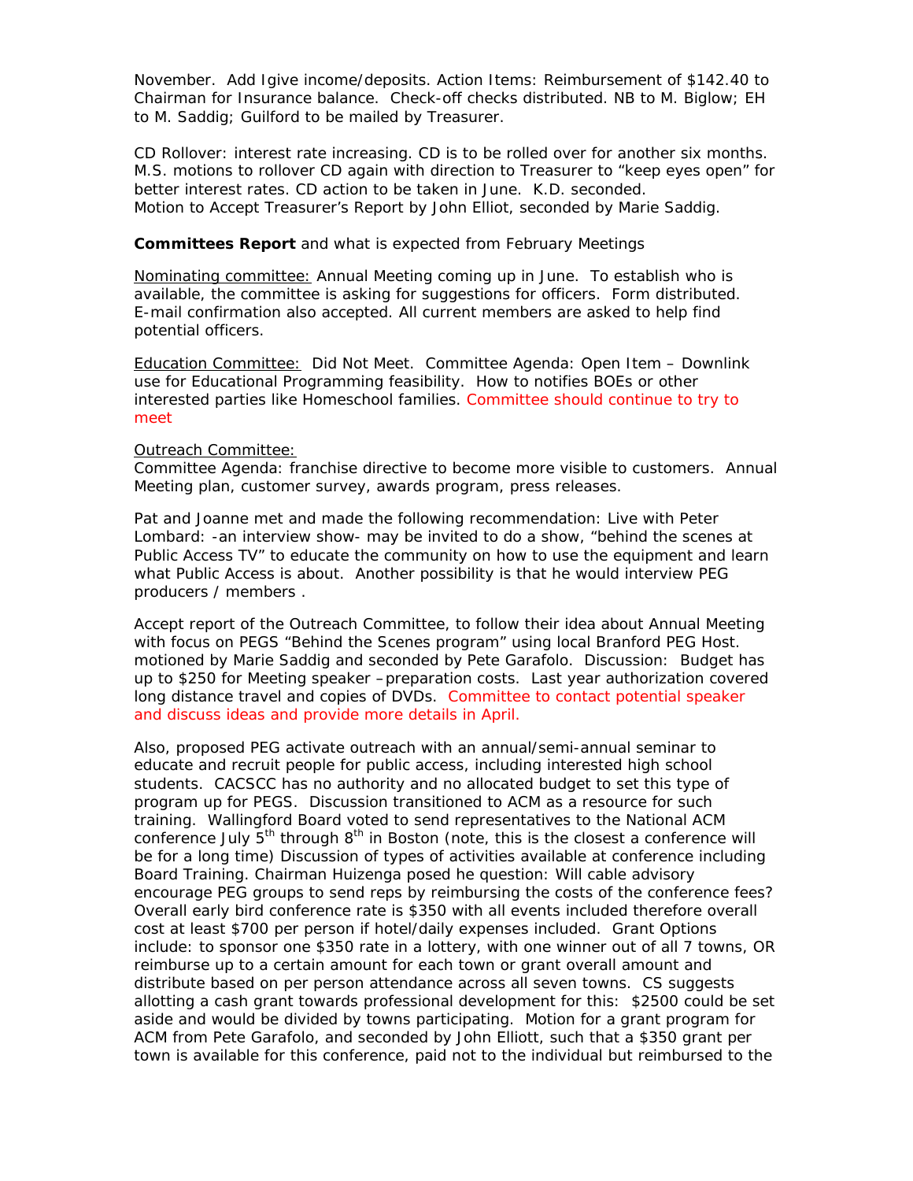November. Add Igive income/deposits. Action Items: Reimbursement of $142.40 to Chairman for Insurance balance. Check-off checks distributed. NB to M. Biglow; EH to M. Saddig; Guilford to be mailed by Treasurer.

CD Rollover: interest rate increasing. CD is to be rolled over for another six months. M.S. motions to rollover CD again with direction to Treasurer to "keep eyes open" for better interest rates. CD action to be taken in June. K.D. seconded.
Motion to Accept Treasurer's Report by John Elliot, seconded by Marie Saddig.

**Committees Report** and what is expected from February Meetings

Nominating committee: Annual Meeting coming up in June. To establish who is available, the committee is asking for suggestions for officers. Form distributed. E-mail confirmation also accepted. All current members are asked to help find potential officers.

Education Committee: Did Not Meet. Committee Agenda: Open Item – Downlink use for Educational Programming feasibility. How to notifies BOEs or other interested parties like Homeschool families. Committee should continue to try to meet

Outreach Committee:
Committee Agenda: franchise directive to become more visible to customers. Annual Meeting plan, customer survey, awards program, press releases.

Pat and Joanne met and made the following recommendation: Live with Peter Lombard: -an interview show- may be invited to do a show, "behind the scenes at Public Access TV" to educate the community on how to use the equipment and learn what Public Access is about. Another possibility is that he would interview PEG producers / members .

Accept report of the Outreach Committee, to follow their idea about Annual Meeting with focus on PEGS "Behind the Scenes program" using local Branford PEG Host. motioned by Marie Saddig and seconded by Pete Garafolo. Discussion: Budget has up to $250 for Meeting speaker –preparation costs. Last year authorization covered long distance travel and copies of DVDs. Committee to contact potential speaker and discuss ideas and provide more details in April.

Also, proposed PEG activate outreach with an annual/semi-annual seminar to educate and recruit people for public access, including interested high school students. CACSCC has no authority and no allocated budget to set this type of program up for PEGS. Discussion transitioned to ACM as a resource for such training. Wallingford Board voted to send representatives to the National ACM conference July 5th through 8th in Boston (note, this is the closest a conference will be for a long time) Discussion of types of activities available at conference including Board Training. Chairman Huizenga posed he question: Will cable advisory encourage PEG groups to send reps by reimbursing the costs of the conference fees? Overall early bird conference rate is $350 with all events included therefore overall cost at least $700 per person if hotel/daily expenses included. Grant Options include: to sponsor one $350 rate in a lottery, with one winner out of all 7 towns, OR reimburse up to a certain amount for each town or grant overall amount and distribute based on per person attendance across all seven towns. CS suggests allotting a cash grant towards professional development for this: $2500 could be set aside and would be divided by towns participating. Motion for a grant program for ACM from Pete Garafolo, and seconded by John Elliott, such that a $350 grant per town is available for this conference, paid not to the individual but reimbursed to the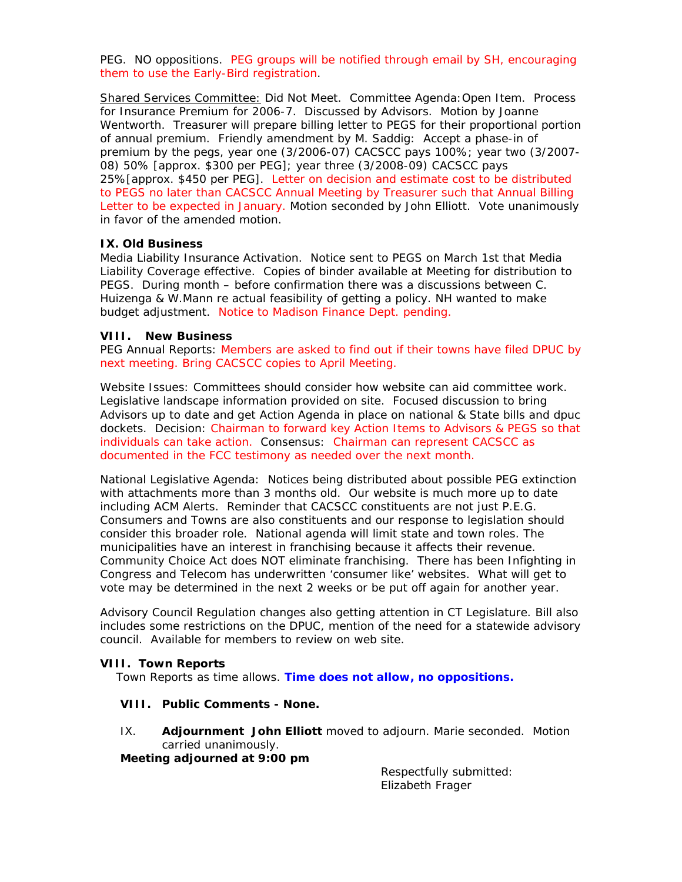PEG. NO oppositions. PEG groups will be notified through email by SH, encouraging them to use the Early-Bird registration.

Shared Services Committee: Did Not Meet. Committee Agenda: Open Item. Process for Insurance Premium for 2006-7. Discussed by Advisors. Motion by Joanne Wentworth. Treasurer will prepare billing letter to PEGS for their proportional portion of annual premium. Friendly amendment by M. Saddig: Accept a phase-in of premium by the pegs, year one (3/2006-07) CACSCC pays 100%; year two (3/2007-08) 50% [approx. $300 per PEG]; year three (3/2008-09) CACSCC pays 25%[approx. $450 per PEG]. Letter on decision and estimate cost to be distributed to PEGS no later than CACSCC Annual Meeting by Treasurer such that Annual Billing Letter to be expected in January. Motion seconded by John Elliott. Vote unanimously in favor of the amended motion.

**IX. Old Business**

Media Liability Insurance Activation. Notice sent to PEGS on March 1st that Media Liability Coverage effective. Copies of binder available at Meeting for distribution to PEGS. During month – before confirmation there was a discussions between C. Huizenga & W.Mann re actual feasibility of getting a policy. NH wanted to make budget adjustment. Notice to Madison Finance Dept. pending.

**VIII. New Business**

PEG Annual Reports: Members are asked to find out if their towns have filed DPUC by next meeting. Bring CACSCC copies to April Meeting.

Website Issues: Committees should consider how website can aid committee work. Legislative landscape information provided on site. Focused discussion to bring Advisors up to date and get Action Agenda in place on national & State bills and dpuc dockets. Decision: Chairman to forward key Action Items to Advisors & PEGS so that individuals can take action. Consensus: Chairman can represent CACSCC as documented in the FCC testimony as needed over the next month.

National Legislative Agenda: Notices being distributed about possible PEG extinction with attachments more than 3 months old. Our website is much more up to date including ACM Alerts. Reminder that CACSCC constituents are not just P.E.G. Consumers and Towns are also constituents and our response to legislation should consider this broader role. National agenda will limit state and town roles. The municipalities have an interest in franchising because it affects their revenue. Community Choice Act does NOT eliminate franchising. There has been Infighting in Congress and Telecom has underwritten 'consumer like' websites. What will get to vote may be determined in the next 2 weeks or be put off again for another year.

Advisory Council Regulation changes also getting attention in CT Legislature. Bill also includes some restrictions on the DPUC, mention of the need for a statewide advisory council. Available for members to review on web site.

**VIII. Town Reports**

Town Reports as time allows. **Time does not allow, no oppositions.**

**VIII. Public Comments - None.**

IX. **Adjournment John Elliott** moved to adjourn. Marie seconded. Motion carried unanimously.

**Meeting adjourned at 9:00 pm**

Respectfully submitted:
Elizabeth Frager